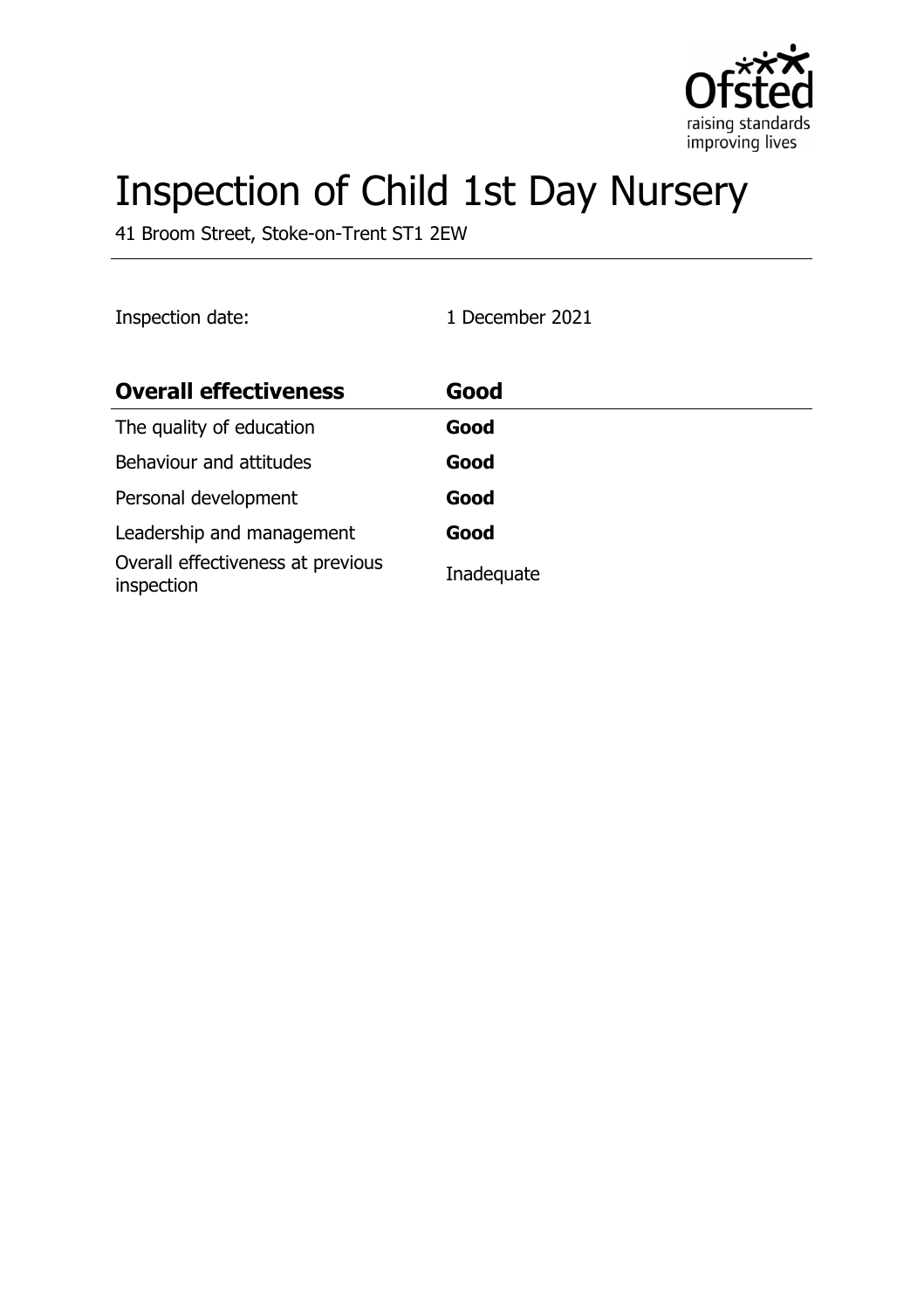# Inspection of Child 1st Day Nursery

41 Broom Street, Stoke-on-Trent ST1 2EW

Inspection date: 1 December 2021

| Overall effectiveness | Good |
|---|---|
| The quality of education | **Good** |
| Behaviour and attitudes | **Good** |
| Personal development | **Good** |
| Leadership and management | **Good** |
| Overall effectiveness at previous inspection | Inadequate |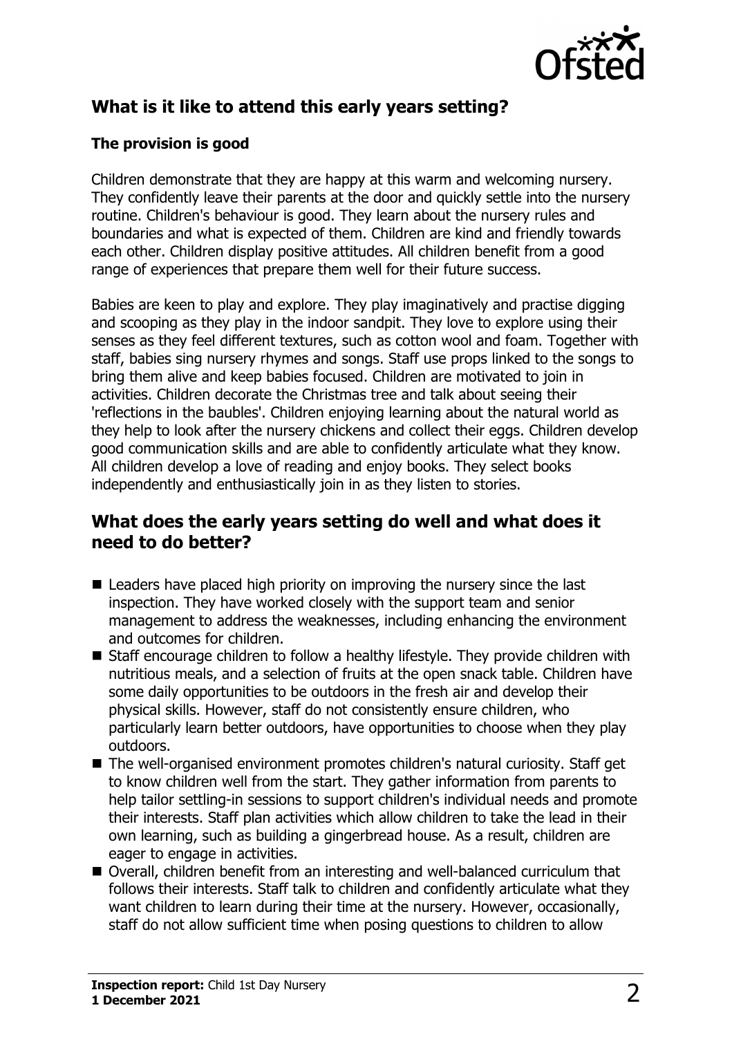## What is it like to attend this early years setting?

### The provision is good

Children demonstrate that they are happy at this warm and welcoming nursery. They confidently leave their parents at the door and quickly settle into the nursery routine. Children's behaviour is good. They learn about the nursery rules and boundaries and what is expected of them. Children are kind and friendly towards each other. Children display positive attitudes. All children benefit from a good range of experiences that prepare them well for their future success.

Babies are keen to play and explore. They play imaginatively and practise digging and scooping as they play in the indoor sandpit. They love to explore using their senses as they feel different textures, such as cotton wool and foam. Together with staff, babies sing nursery rhymes and songs. Staff use props linked to the songs to bring them alive and keep babies focused. Children are motivated to join in activities. Children decorate the Christmas tree and talk about seeing their 'reflections in the baubles'. Children enjoying learning about the natural world as they help to look after the nursery chickens and collect their eggs. Children develop good communication skills and are able to confidently articulate what they know. All children develop a love of reading and enjoy books. They select books independently and enthusiastically join in as they listen to stories.

## What does the early years setting do well and what does it need to do better?

- Leaders have placed high priority on improving the nursery since the last inspection. They have worked closely with the support team and senior management to address the weaknesses, including enhancing the environment and outcomes for children.
- Staff encourage children to follow a healthy lifestyle. They provide children with nutritious meals, and a selection of fruits at the open snack table. Children have some daily opportunities to be outdoors in the fresh air and develop their physical skills. However, staff do not consistently ensure children, who particularly learn better outdoors, have opportunities to choose when they play outdoors.
- The well-organised environment promotes children's natural curiosity. Staff get to know children well from the start. They gather information from parents to help tailor settling-in sessions to support children's individual needs and promote their interests. Staff plan activities which allow children to take the lead in their own learning, such as building a gingerbread house. As a result, children are eager to engage in activities.
- Overall, children benefit from an interesting and well-balanced curriculum that follows their interests. Staff talk to children and confidently articulate what they want children to learn during their time at the nursery. However, occasionally, staff do not allow sufficient time when posing questions to children to allow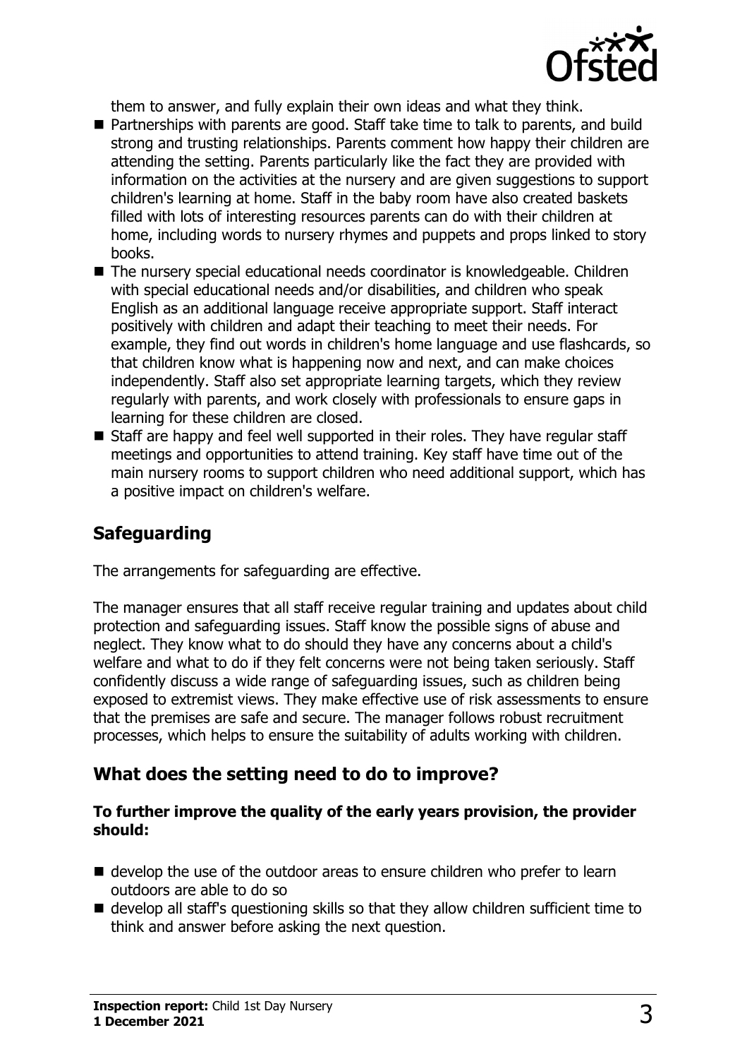them to answer, and fully explain their own ideas and what they think.

- Partnerships with parents are good. Staff take time to talk to parents, and build strong and trusting relationships. Parents comment how happy their children are attending the setting. Parents particularly like the fact they are provided with information on the activities at the nursery and are given suggestions to support children's learning at home. Staff in the baby room have also created baskets filled with lots of interesting resources parents can do with their children at home, including words to nursery rhymes and puppets and props linked to story books.
- The nursery special educational needs coordinator is knowledgeable. Children with special educational needs and/or disabilities, and children who speak English as an additional language receive appropriate support. Staff interact positively with children and adapt their teaching to meet their needs. For example, they find out words in children's home language and use flashcards, so that children know what is happening now and next, and can make choices independently. Staff also set appropriate learning targets, which they review regularly with parents, and work closely with professionals to ensure gaps in learning for these children are closed.
- Staff are happy and feel well supported in their roles. They have regular staff meetings and opportunities to attend training. Key staff have time out of the main nursery rooms to support children who need additional support, which has a positive impact on children's welfare.

## Safeguarding

The arrangements for safeguarding are effective.

The manager ensures that all staff receive regular training and updates about child protection and safeguarding issues. Staff know the possible signs of abuse and neglect. They know what to do should they have any concerns about a child's welfare and what to do if they felt concerns were not being taken seriously. Staff confidently discuss a wide range of safeguarding issues, such as children being exposed to extremist views. They make effective use of risk assessments to ensure that the premises are safe and secure. The manager follows robust recruitment processes, which helps to ensure the suitability of adults working with children.

## What does the setting need to do to improve?

**To further improve the quality of the early years provision, the provider should:**

- develop the use of the outdoor areas to ensure children who prefer to learn outdoors are able to do so
- develop all staff's questioning skills so that they allow children sufficient time to think and answer before asking the next question.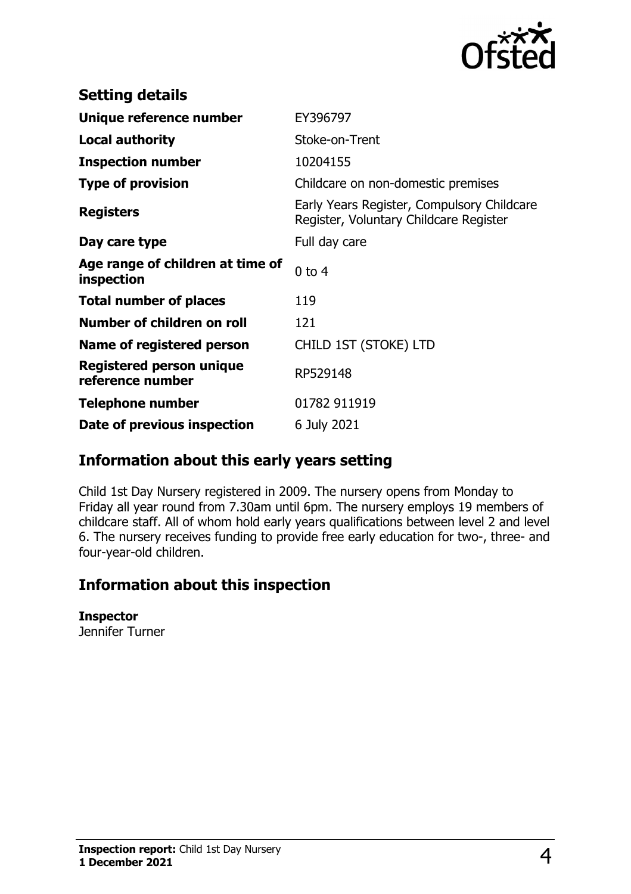## Setting details

| | |
|---|---|
| **Unique reference number** | EY396797 |
| **Local authority** | Stoke-on-Trent |
| **Inspection number** | 10204155 |
| **Type of provision** | Childcare on non-domestic premises |
| **Registers** | Early Years Register, Compulsory Childcare Register, Voluntary Childcare Register |
| **Day care type** | Full day care |
| **Age range of children at time of inspection** | 0 to 4 |
| **Total number of places** | 119 |
| **Number of children on roll** | 121 |
| **Name of registered person** | CHILD 1ST (STOKE) LTD |
| **Registered person unique reference number** | RP529148 |
| **Telephone number** | 01782 911919 |
| **Date of previous inspection** | 6 July 2021 |

## Information about this early years setting

Child 1st Day Nursery registered in 2009. The nursery opens from Monday to Friday all year round from 7.30am until 6pm. The nursery employs 19 members of childcare staff. All of whom hold early years qualifications between level 2 and level 6. The nursery receives funding to provide free early education for two-, three- and four-year-old children.

## Information about this inspection

**Inspector**
Jennifer Turner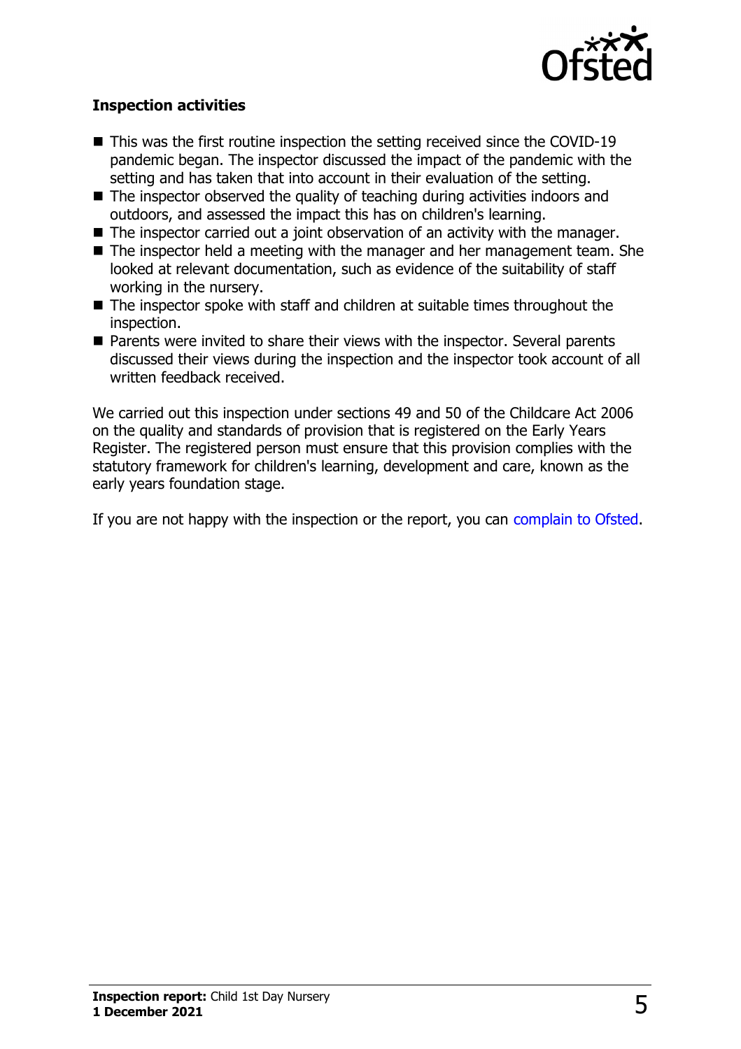### Inspection activities

- This was the first routine inspection the setting received since the COVID-19 pandemic began. The inspector discussed the impact of the pandemic with the setting and has taken that into account in their evaluation of the setting.
- The inspector observed the quality of teaching during activities indoors and outdoors, and assessed the impact this has on children's learning.
- The inspector carried out a joint observation of an activity with the manager.
- The inspector held a meeting with the manager and her management team. She looked at relevant documentation, such as evidence of the suitability of staff working in the nursery.
- The inspector spoke with staff and children at suitable times throughout the inspection.
- Parents were invited to share their views with the inspector. Several parents discussed their views during the inspection and the inspector took account of all written feedback received.

We carried out this inspection under sections 49 and 50 of the Childcare Act 2006 on the quality and standards of provision that is registered on the Early Years Register. The registered person must ensure that this provision complies with the statutory framework for children's learning, development and care, known as the early years foundation stage.

If you are not happy with the inspection or the report, you can complain to Ofsted.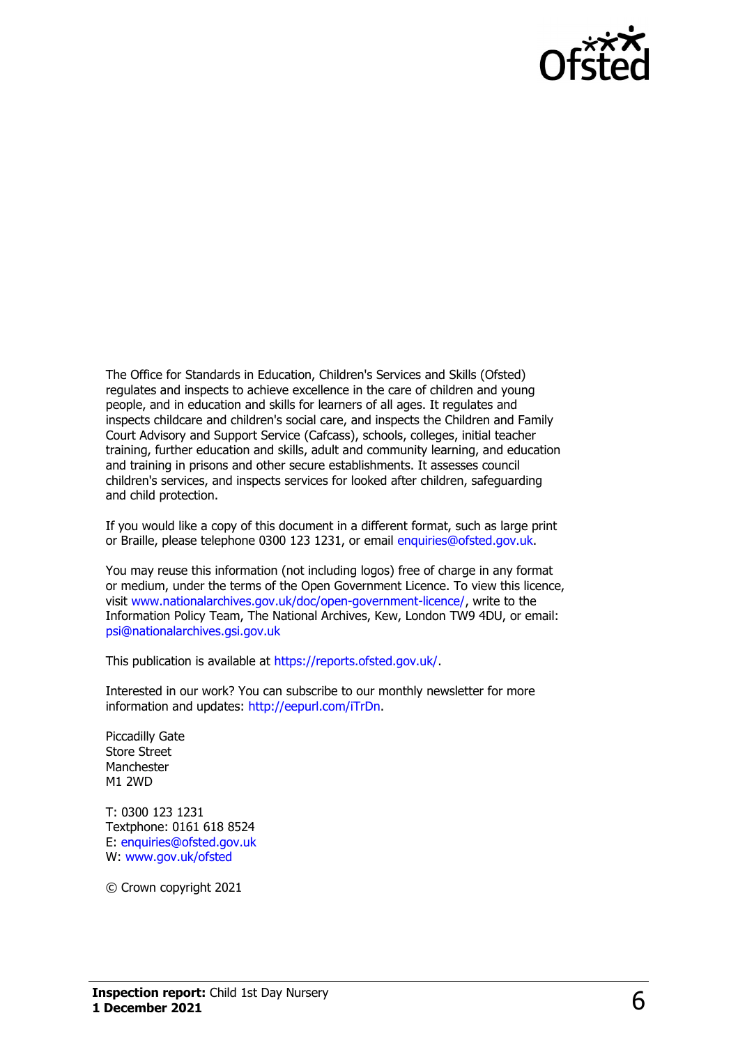The Office for Standards in Education, Children's Services and Skills (Ofsted) regulates and inspects to achieve excellence in the care of children and young people, and in education and skills for learners of all ages. It regulates and inspects childcare and children's social care, and inspects the Children and Family Court Advisory and Support Service (Cafcass), schools, colleges, initial teacher training, further education and skills, adult and community learning, and education and training in prisons and other secure establishments. It assesses council children's services, and inspects services for looked after children, safeguarding and child protection.

If you would like a copy of this document in a different format, such as large print or Braille, please telephone 0300 123 1231, or email enquiries@ofsted.gov.uk.

You may reuse this information (not including logos) free of charge in any format or medium, under the terms of the Open Government Licence. To view this licence, visit www.nationalarchives.gov.uk/doc/open-government-licence/, write to the Information Policy Team, The National Archives, Kew, London TW9 4DU, or email: psi@nationalarchives.gsi.gov.uk

This publication is available at https://reports.ofsted.gov.uk/.

Interested in our work? You can subscribe to our monthly newsletter for more information and updates: http://eepurl.com/iTrDn.

Piccadilly Gate
Store Street
Manchester
M1 2WD

T: 0300 123 1231
Textphone: 0161 618 8524
E: enquiries@ofsted.gov.uk
W: www.gov.uk/ofsted

© Crown copyright 2021